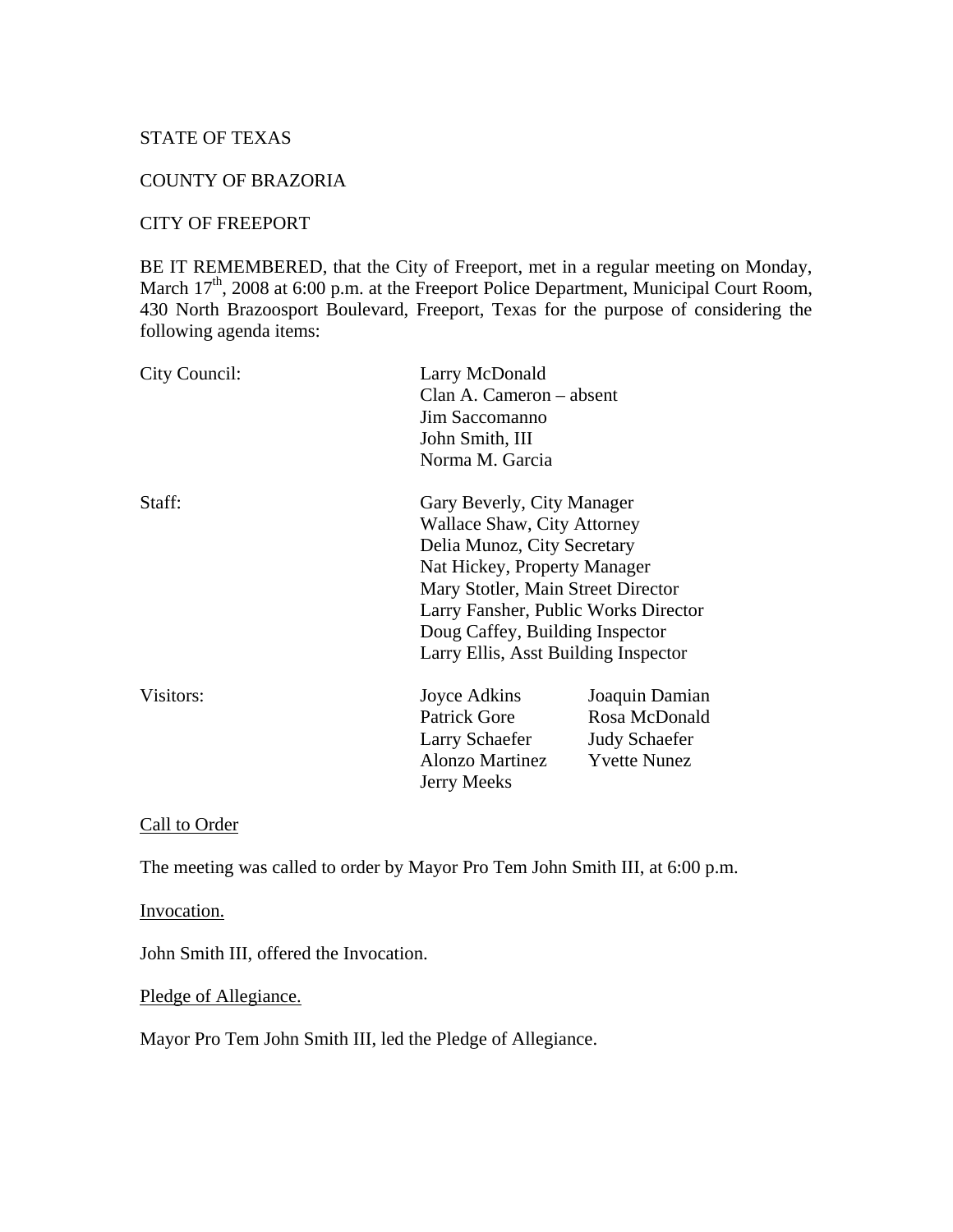STATE OF TEXAS

COUNTY OF BRAZORIA

CITY OF FREEPORT

BE IT REMEMBERED, that the City of Freeport, met in a regular meeting on Monday, March 17th, 2008 at 6:00 p.m. at the Freeport Police Department, Municipal Court Room, 430 North Brazoosport Boulevard, Freeport, Texas for the purpose of considering the following agenda items:

| | | |
|---|---|---|
| City Council: | Larry McDonald | |
| | Clan A. Cameron – absent | |
| | Jim Saccomanno | |
| | John Smith, III | |
| | Norma M. Garcia | |
| Staff: | Gary Beverly, City Manager | |
| | Wallace Shaw, City Attorney | |
| | Delia Munoz, City Secretary | |
| | Nat Hickey, Property Manager | |
| | Mary Stotler, Main Street Director | |
| | Larry Fansher, Public Works Director | |
| | Doug Caffey, Building Inspector | |
| | Larry Ellis, Asst Building Inspector | |
| Visitors: | Joyce Adkins | Joaquin Damian |
| | Patrick Gore | Rosa McDonald |
| | Larry Schaefer | Judy Schaefer |
| | Alonzo Martinez | Yvette Nunez |
| | Jerry Meeks | |

Call to Order

The meeting was called to order by Mayor Pro Tem John Smith III, at 6:00 p.m.

Invocation.

John Smith III, offered the Invocation.

Pledge of Allegiance.

Mayor Pro Tem John Smith III, led the Pledge of Allegiance.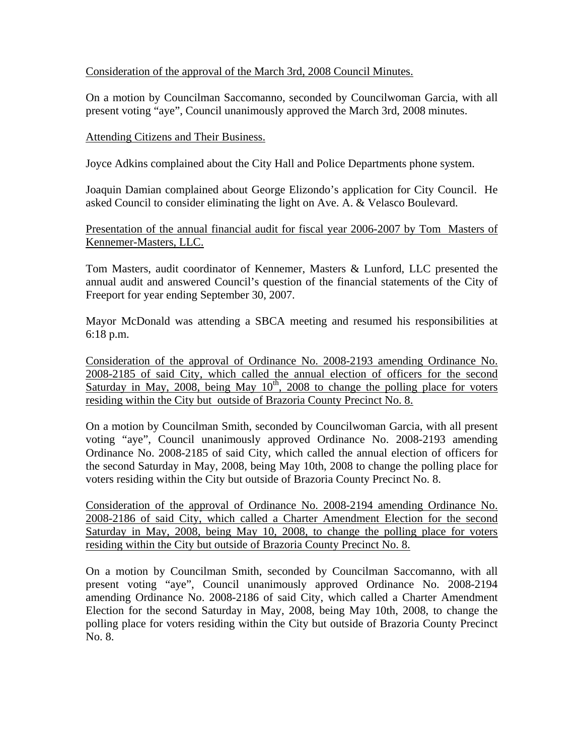Consideration of the approval of the March 3rd, 2008 Council Minutes.

On a motion by Councilman Saccomanno, seconded by Councilwoman Garcia, with all present voting "aye", Council unanimously approved the March 3rd, 2008 minutes.

Attending Citizens and Their Business.

Joyce Adkins complained about the City Hall and Police Departments phone system.

Joaquin Damian complained about George Elizondo's application for City Council. He asked Council to consider eliminating the light on Ave. A. & Velasco Boulevard.

Presentation of the annual financial audit for fiscal year 2006-2007 by Tom Masters of Kennemer-Masters, LLC.

Tom Masters, audit coordinator of Kennemer, Masters & Lunford, LLC presented the annual audit and answered Council's question of the financial statements of the City of Freeport for year ending September 30, 2007.

Mayor McDonald was attending a SBCA meeting and resumed his responsibilities at 6:18 p.m.

Consideration of the approval of Ordinance No. 2008-2193 amending Ordinance No. 2008-2185 of said City, which called the annual election of officers for the second Saturday in May, 2008, being May 10th, 2008 to change the polling place for voters residing within the City but outside of Brazoria County Precinct No. 8.

On a motion by Councilman Smith, seconded by Councilwoman Garcia, with all present voting "aye", Council unanimously approved Ordinance No. 2008-2193 amending Ordinance No. 2008-2185 of said City, which called the annual election of officers for the second Saturday in May, 2008, being May 10th, 2008 to change the polling place for voters residing within the City but outside of Brazoria County Precinct No. 8.

Consideration of the approval of Ordinance No. 2008-2194 amending Ordinance No. 2008-2186 of said City, which called a Charter Amendment Election for the second Saturday in May, 2008, being May 10, 2008, to change the polling place for voters residing within the City but outside of Brazoria County Precinct No. 8.

On a motion by Councilman Smith, seconded by Councilman Saccomanno, with all present voting "aye", Council unanimously approved Ordinance No. 2008-2194 amending Ordinance No. 2008-2186 of said City, which called a Charter Amendment Election for the second Saturday in May, 2008, being May 10th, 2008, to change the polling place for voters residing within the City but outside of Brazoria County Precinct No. 8.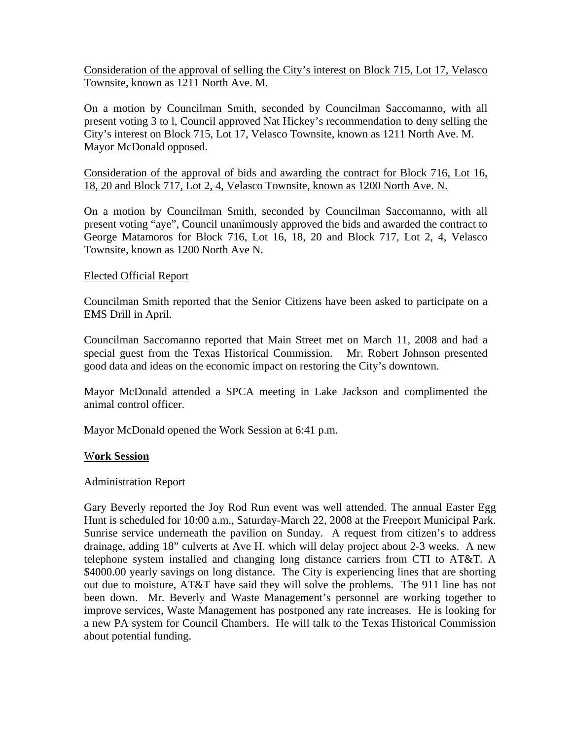Consideration of the approval of selling the City's interest on Block 715, Lot 17, Velasco Townsite, known as 1211 North Ave. M.

On a motion by Councilman Smith, seconded by Councilman Saccomanno, with all present voting 3 to l, Council approved Nat Hickey's recommendation to deny selling the City's interest on Block 715, Lot 17, Velasco Townsite, known as 1211 North Ave. M. Mayor McDonald opposed.

Consideration of the approval of bids and awarding the contract for Block 716, Lot 16, 18, 20 and Block 717, Lot 2, 4, Velasco Townsite, known as 1200 North Ave. N.

On a motion by Councilman Smith, seconded by Councilman Saccomanno, with all present voting "aye", Council unanimously approved the bids and awarded the contract to George Matamoros for Block 716, Lot 16, 18, 20 and Block 717, Lot 2, 4, Velasco Townsite, known as 1200 North Ave N.

Elected Official Report

Councilman Smith reported that the Senior Citizens have been asked to participate on a EMS Drill in April.

Councilman Saccomanno reported that Main Street met on March 11, 2008 and had a special guest from the Texas Historical Commission. Mr. Robert Johnson presented good data and ideas on the economic impact on restoring the City's downtown.

Mayor McDonald attended a SPCA meeting in Lake Jackson and complimented the animal control officer.

Mayor McDonald opened the Work Session at 6:41 p.m.

**Work Session**

Administration Report

Gary Beverly reported the Joy Rod Run event was well attended. The annual Easter Egg Hunt is scheduled for 10:00 a.m., Saturday-March 22, 2008 at the Freeport Municipal Park. Sunrise service underneath the pavilion on Sunday. A request from citizen's to address drainage, adding 18" culverts at Ave H. which will delay project about 2-3 weeks. A new telephone system installed and changing long distance carriers from CTI to AT&T. A $4000.00 yearly savings on long distance. The City is experiencing lines that are shorting out due to moisture, AT&T have said they will solve the problems. The 911 line has not been down. Mr. Beverly and Waste Management's personnel are working together to improve services, Waste Management has postponed any rate increases. He is looking for a new PA system for Council Chambers. He will talk to the Texas Historical Commission about potential funding.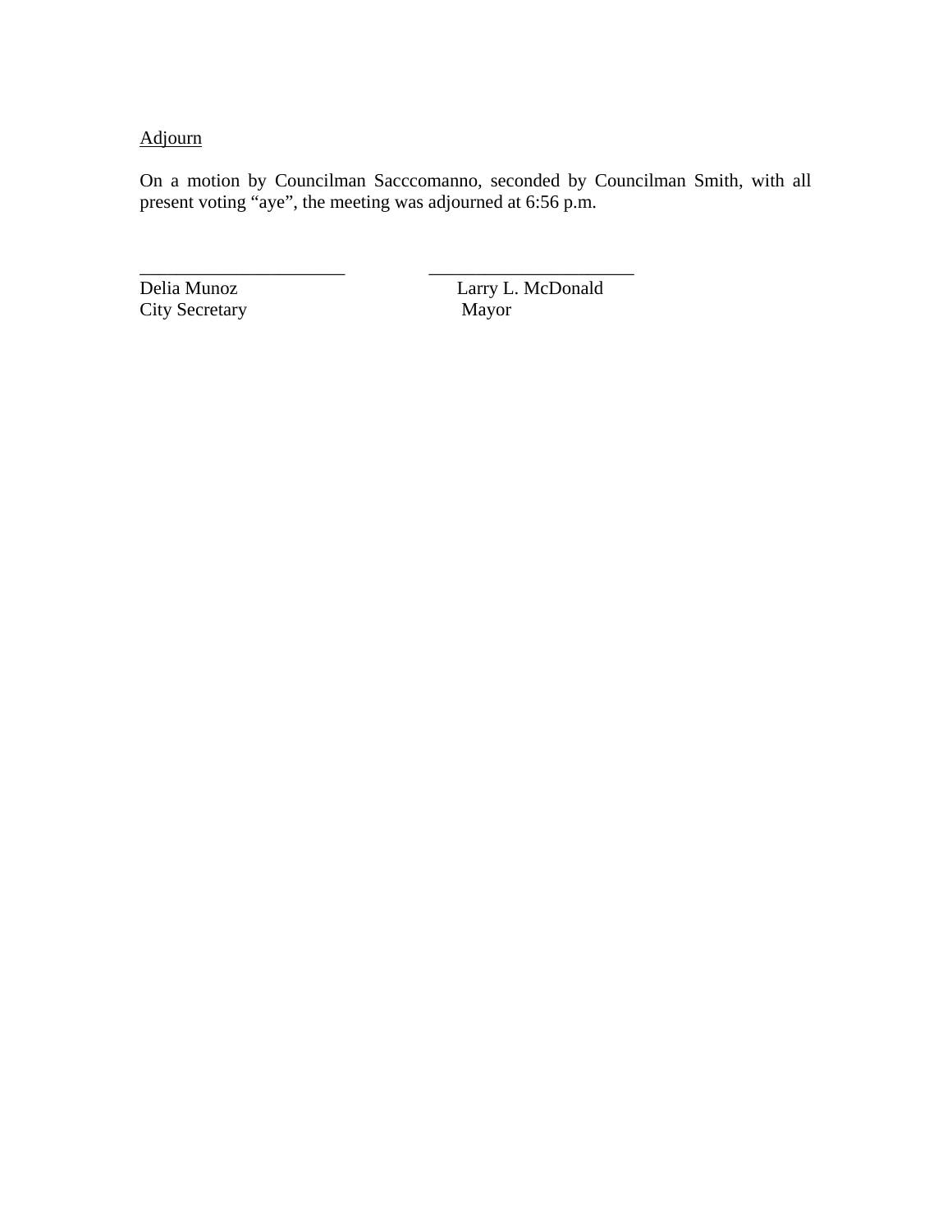Adjourn

On a motion by Councilman Sacccomanno, seconded by Councilman Smith, with all present voting "aye", the meeting was adjourned at 6:56 p.m.

| | |
|---|---|
| ______________________ | ______________________ |
| Delia Munoz | Larry L. McDonald |
| City Secretary | Mayor |